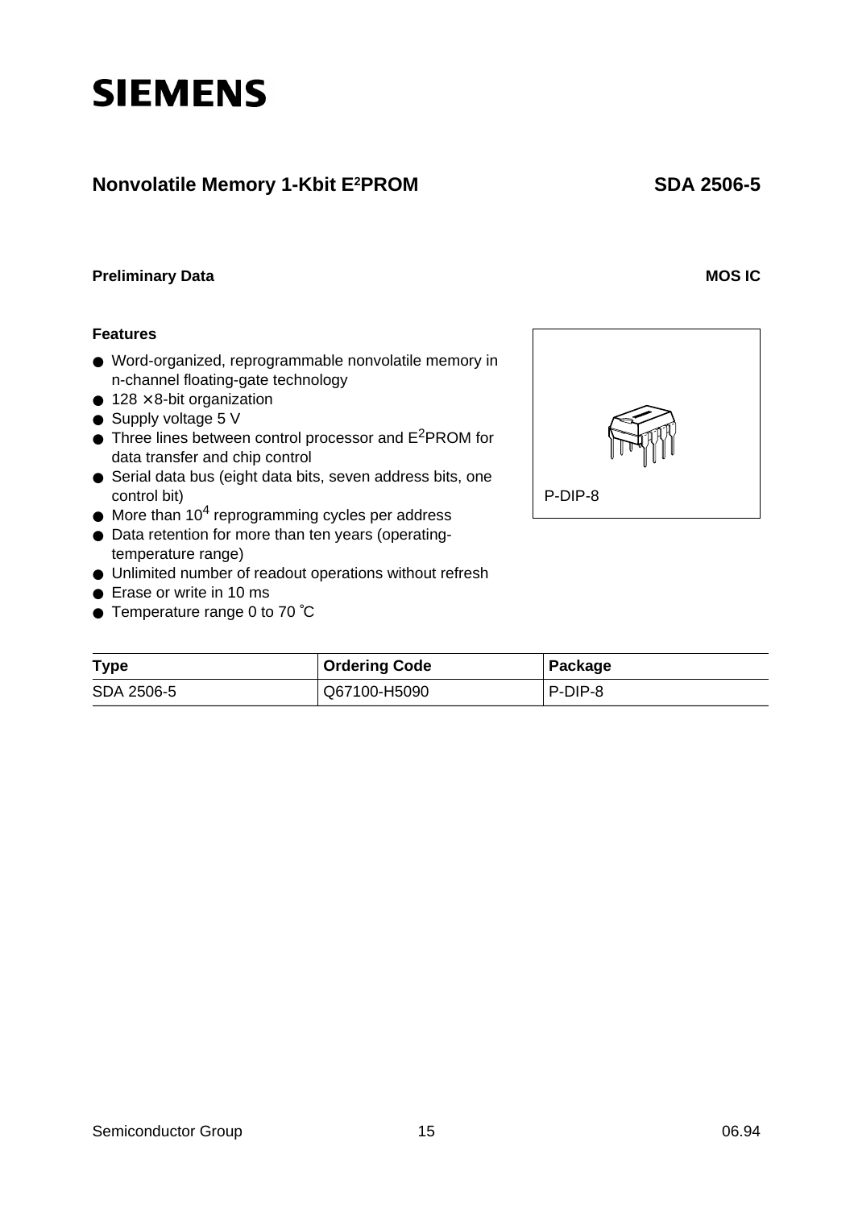SIEMENS

# Nonvolatile Memory 1-Kbit E²PROM — SDA 2506-5

**Preliminary Data** — **MOS IC**

**Features**

- Word-organized, reprogrammable nonvolatile memory in n-channel floating-gate technology
- 128 × 8-bit organization
- Supply voltage 5 V
- Three lines between control processor and $E^2$PROM for data transfer and chip control
- Serial data bus (eight data bits, seven address bits, one control bit)
- More than $10^4$ reprogramming cycles per address
- Data retention for more than ten years (operating-temperature range)
- Unlimited number of readout operations without refresh
- Erase or write in 10 ms
- Temperature range 0 to 70 ˚C

P-DIP-8

| Type | Ordering Code | Package |
| --- | --- | --- |
| SDA 2506-5 | Q67100-H5090 | P-DIP-8 |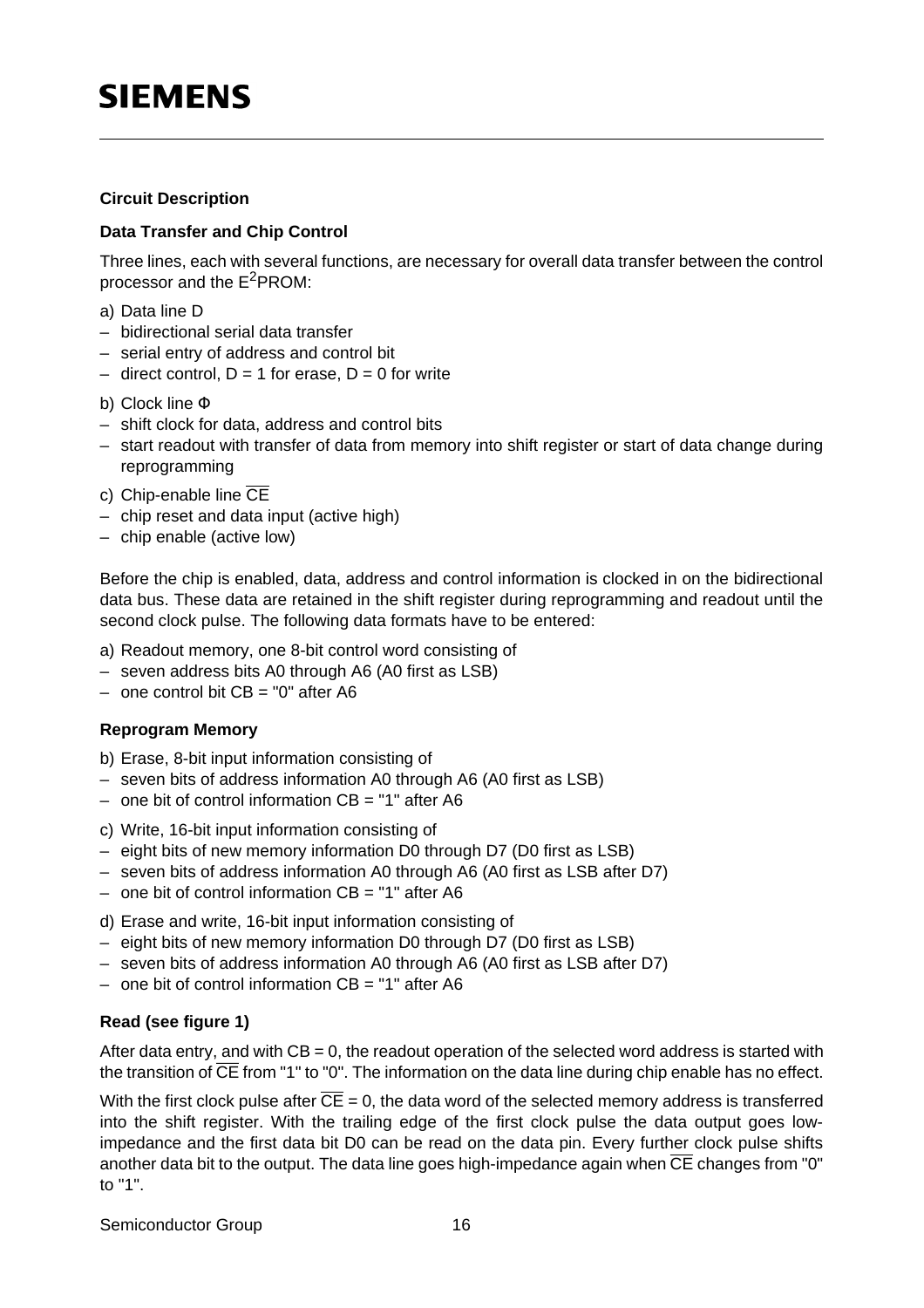## Circuit Description

### Data Transfer and Chip Control

Three lines, each with several functions, are necessary for overall data transfer between the control processor and the $E^2$PROM:

a) Data line D
- bidirectional serial data transfer
- serial entry of address and control bit
- direct control, D = 1 for erase, D = 0 for write

b) Clock line Φ
- shift clock for data, address and control bits
- start readout with transfer of data from memory into shift register or start of data change during reprogramming

c) Chip-enable line $\overline{CE}$
- chip reset and data input (active high)
- chip enable (active low)

Before the chip is enabled, data, address and control information is clocked in on the bidirectional data bus. These data are retained in the shift register during reprogramming and readout until the second clock pulse. The following data formats have to be entered:

a) Readout memory, one 8-bit control word consisting of
- seven address bits A0 through A6 (A0 first as LSB)
- one control bit CB = "0" after A6

### Reprogram Memory

b) Erase, 8-bit input information consisting of
- seven bits of address information A0 through A6 (A0 first as LSB)
- one bit of control information CB = "1" after A6

c) Write, 16-bit input information consisting of
- eight bits of new memory information D0 through D7 (D0 first as LSB)
- seven bits of address information A0 through A6 (A0 first as LSB after D7)
- one bit of control information CB = "1" after A6

d) Erase and write, 16-bit input information consisting of
- eight bits of new memory information D0 through D7 (D0 first as LSB)
- seven bits of address information A0 through A6 (A0 first as LSB after D7)
- one bit of control information CB = "1" after A6

### Read (see figure 1)

After data entry, and with CB = 0, the readout operation of the selected word address is started with the transition of $\overline{CE}$ from "1" to "0". The information on the data line during chip enable has no effect.

With the first clock pulse after $\overline{CE}$ = 0, the data word of the selected memory address is transferred into the shift register. With the trailing edge of the first clock pulse the data output goes low-impedance and the first data bit D0 can be read on the data pin. Every further clock pulse shifts another data bit to the output. The data line goes high-impedance again when $\overline{CE}$ changes from "0" to "1".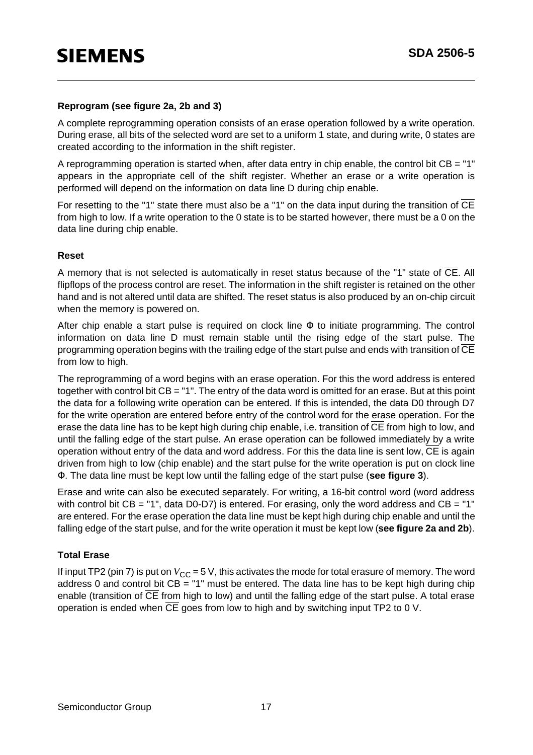**Reprogram (see figure 2a, 2b and 3)**

A complete reprogramming operation consists of an erase operation followed by a write operation. During erase, all bits of the selected word are set to a uniform 1 state, and during write, 0 states are created according to the information in the shift register.

A reprogramming operation is started when, after data entry in chip enable, the control bit CB = "1" appears in the appropriate cell of the shift register. Whether an erase or a write operation is performed will depend on the information on data line D during chip enable.

For resetting to the "1" state there must also be a "1" on the data input during the transition of $\overline{\text{CE}}$ from high to low. If a write operation to the 0 state is to be started however, there must be a 0 on the data line during chip enable.

**Reset**

A memory that is not selected is automatically in reset status because of the "1" state of $\overline{\text{CE}}$. All flipflops of the process control are reset. The information in the shift register is retained on the other hand and is not altered until data are shifted. The reset status is also produced by an on-chip circuit when the memory is powered on.

After chip enable a start pulse is required on clock line Φ to initiate programming. The control information on data line D must remain stable until the rising edge of the start pulse. The programming operation begins with the trailing edge of the start pulse and ends with transition of $\overline{\text{CE}}$ from low to high.

The reprogramming of a word begins with an erase operation. For this the word address is entered together with control bit CB = "1". The entry of the data word is omitted for an erase. But at this point the data for a following write operation can be entered. If this is intended, the data D0 through D7 for the write operation are entered before entry of the control word for the erase operation. For the erase the data line has to be kept high during chip enable, i.e. transition of $\overline{\text{CE}}$ from high to low, and until the falling edge of the start pulse. An erase operation can be followed immediately by a write operation without entry of the data and word address. For this the data line is sent low, $\overline{\text{CE}}$ is again driven from high to low (chip enable) and the start pulse for the write operation is put on clock line Φ. The data line must be kept low until the falling edge of the start pulse (**see figure 3**).

Erase and write can also be executed separately. For writing, a 16-bit control word (word address with control bit CB = "1", data D0-D7) is entered. For erasing, only the word address and CB = "1" are entered. For the erase operation the data line must be kept high during chip enable and until the falling edge of the start pulse, and for the write operation it must be kept low (**see figure 2a and 2b**).

**Total Erase**

If input TP2 (pin 7) is put on $V_{CC}$ = 5 V, this activates the mode for total erasure of memory. The word address 0 and control bit CB = "1" must be entered. The data line has to be kept high during chip enable (transition of $\overline{\text{CE}}$ from high to low) and until the falling edge of the start pulse. A total erase operation is ended when $\overline{\text{CE}}$ goes from low to high and by switching input TP2 to 0 V.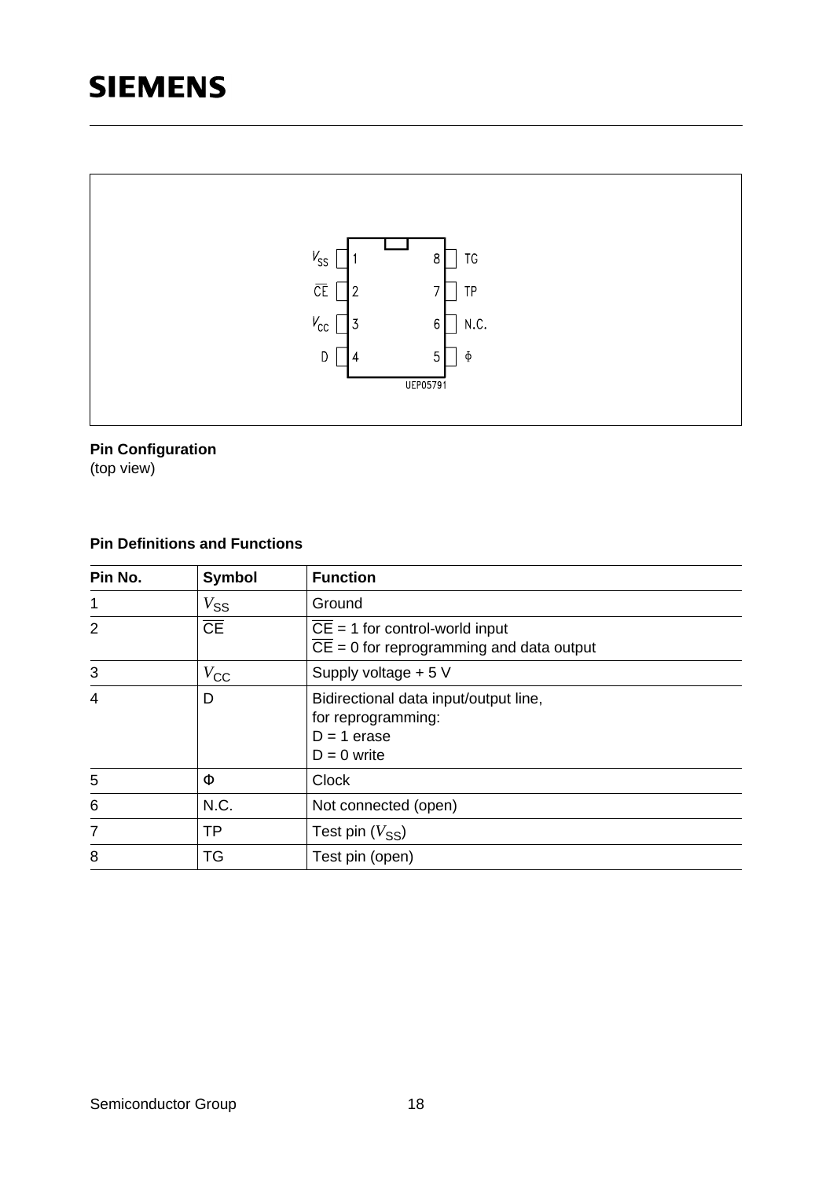**Pin Configuration**
(top view)

**Pin Definitions and Functions**

| Pin No. | Symbol | Function |
|---|---|---|
| 1 | $V_{SS}$ | Ground |
| 2 | $\overline{CE}$ | $\overline{CE}$ = 1 for control-world input<br>$\overline{CE}$ = 0 for reprogramming and data output |
| 3 | $V_{CC}$ | Supply voltage + 5 V |
| 4 | D | Bidirectional data input/output line,<br>for reprogramming:<br>D = 1 erase<br>D = 0 write |
| 5 | Φ | Clock |
| 6 | N.C. | Not connected (open) |
| 7 | TP | Test pin ($V_{SS}$) |
| 8 | TG | Test pin (open) |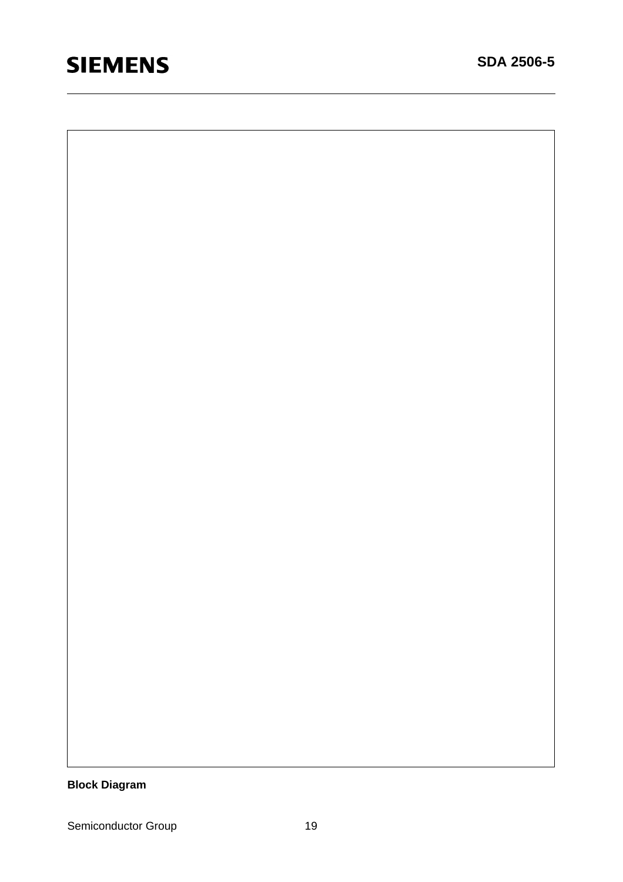**Block Diagram**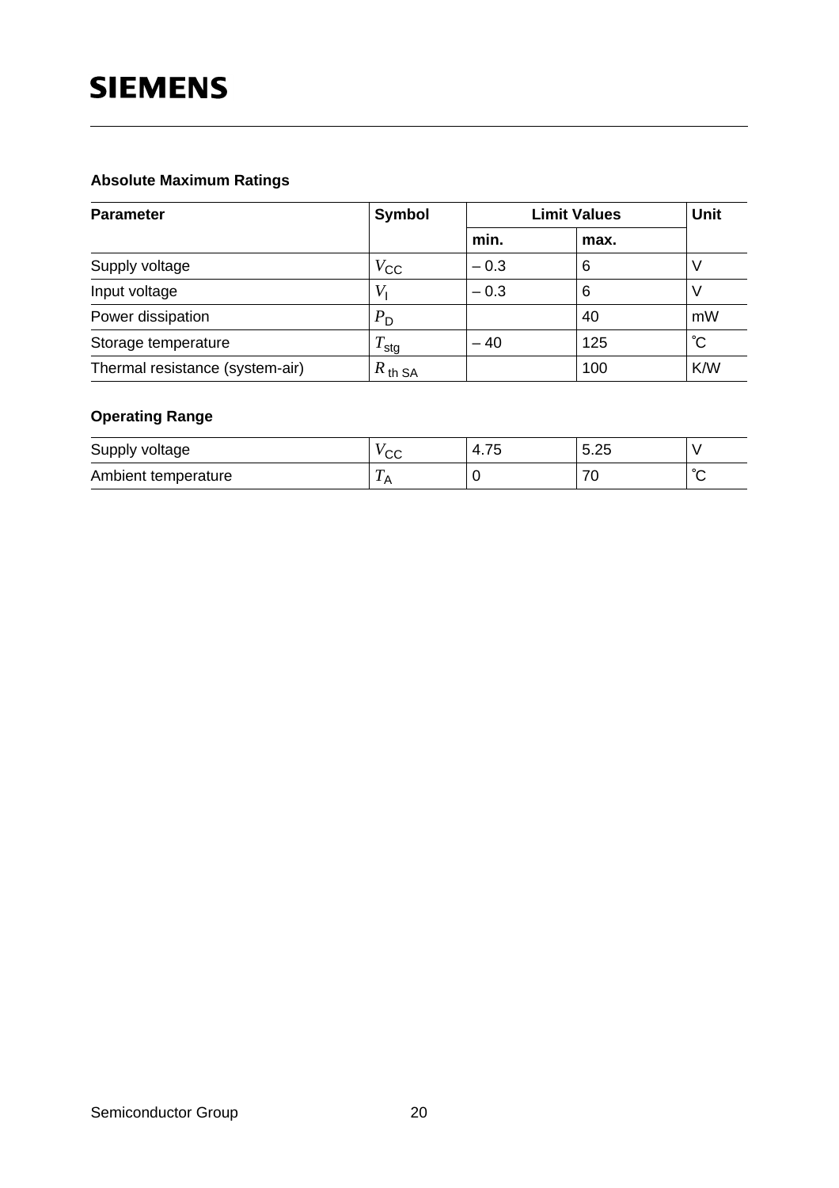### Absolute Maximum Ratings

| Parameter | Symbol | Limit Values | | Unit |
|---|---|---|---|---|
| | | min. | max. | |
| Supply voltage | $V_{CC}$ | – 0.3 | 6 | V |
| Input voltage | $V_I$ | – 0.3 | 6 | V |
| Power dissipation | $P_D$ | | 40 | mW |
| Storage temperature | $T_{stg}$ | – 40 | 125 | ˚C |
| Thermal resistance (system-air) | $R_{th\ SA}$ | | 100 | K/W |

### Operating Range

| Parameter | Symbol | min. | max. | Unit |
|---|---|---|---|---|
| Supply voltage | $V_{CC}$ | 4.75 | 5.25 | V |
| Ambient temperature | $T_A$ | 0 | 70 | ˚C |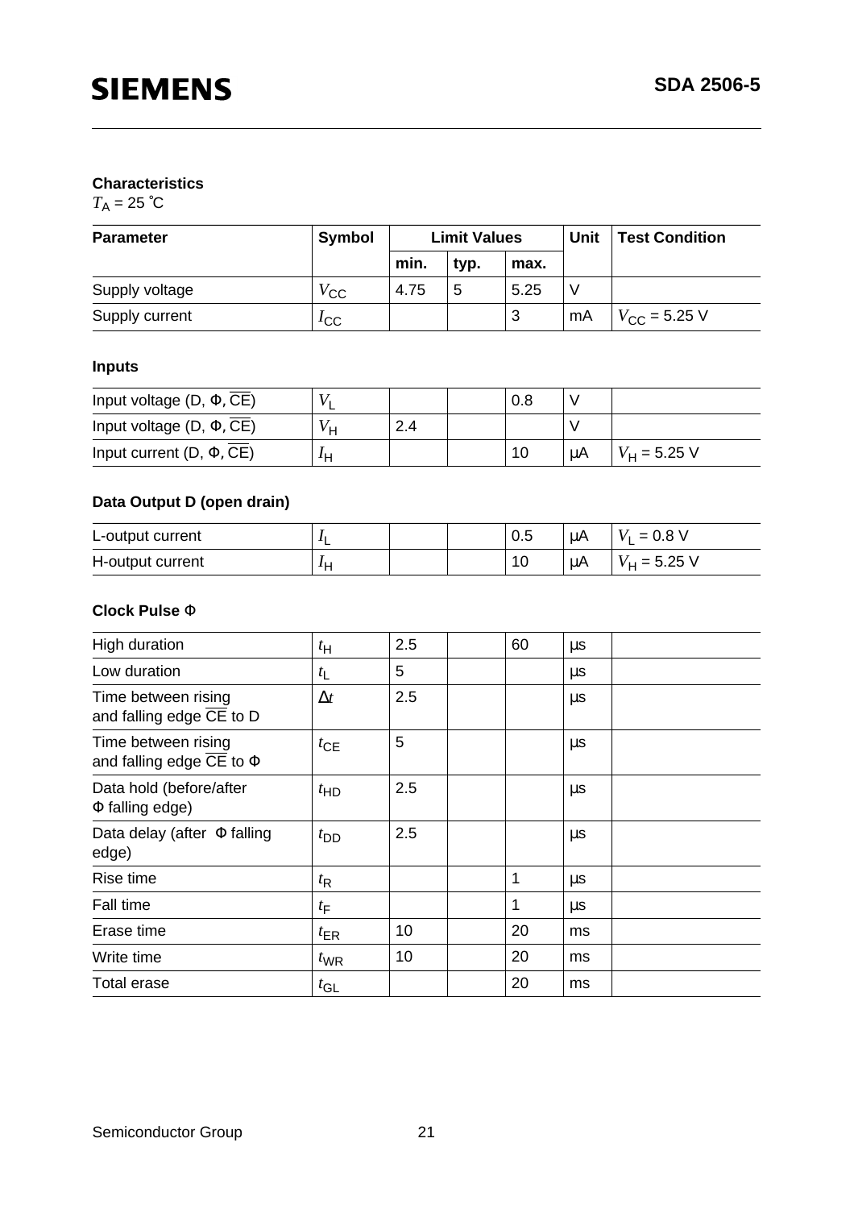## Characteristics

$T_A$ = 25 ˚C

| Parameter | Symbol | Limit Values | | | Unit | Test Condition |
|---|---|---|---|---|---|---|
| | | min. | typ. | max. | | |
| Supply voltage | $V_{CC}$ | 4.75 | 5 | 5.25 | V | |
| Supply current | $I_{CC}$ | | | 3 | mA | $V_{CC}$ = 5.25 V |

### Inputs

| Parameter | Symbol | min. | typ. | max. | Unit | Test Condition |
|---|---|---|---|---|---|---|
| Input voltage (D, Φ, $\overline{CE}$) | $V_L$ | | | 0.8 | V | |
| Input voltage (D, Φ, $\overline{CE}$) | $V_H$ | 2.4 | | | V | |
| Input current (D, Φ, $\overline{CE}$) | $I_H$ | | | 10 | µA | $V_H$ = 5.25 V |

### Data Output D (open drain)

| Parameter | Symbol | min. | typ. | max. | Unit | Test Condition |
|---|---|---|---|---|---|---|
| L-output current | $I_L$ | | | 0.5 | µA | $V_L$ = 0.8 V |
| H-output current | $I_H$ | | | 10 | µA | $V_H$ = 5.25 V |

### Clock Pulse Φ

| Parameter | Symbol | min. | typ. | max. | Unit | Test Condition |
|---|---|---|---|---|---|---|
| High duration | $t_H$ | 2.5 | | 60 | µs | |
| Low duration | $t_L$ | 5 | | | µs | |
| Time between rising and falling edge $\overline{CE}$ to D | $\Delta t$ | 2.5 | | | µs | |
| Time between rising and falling edge $\overline{CE}$ to Φ | $t_{CE}$ | 5 | | | µs | |
| Data hold (before/after Φ falling edge) | $t_{HD}$ | 2.5 | | | µs | |
| Data delay (after Φ falling edge) | $t_{DD}$ | 2.5 | | | µs | |
| Rise time | $t_R$ | | | 1 | µs | |
| Fall time | $t_F$ | | | 1 | µs | |
| Erase time | $t_{ER}$ | 10 | | 20 | ms | |
| Write time | $t_{WR}$ | 10 | | 20 | ms | |
| Total erase | $t_{GL}$ | | | 20 | ms | |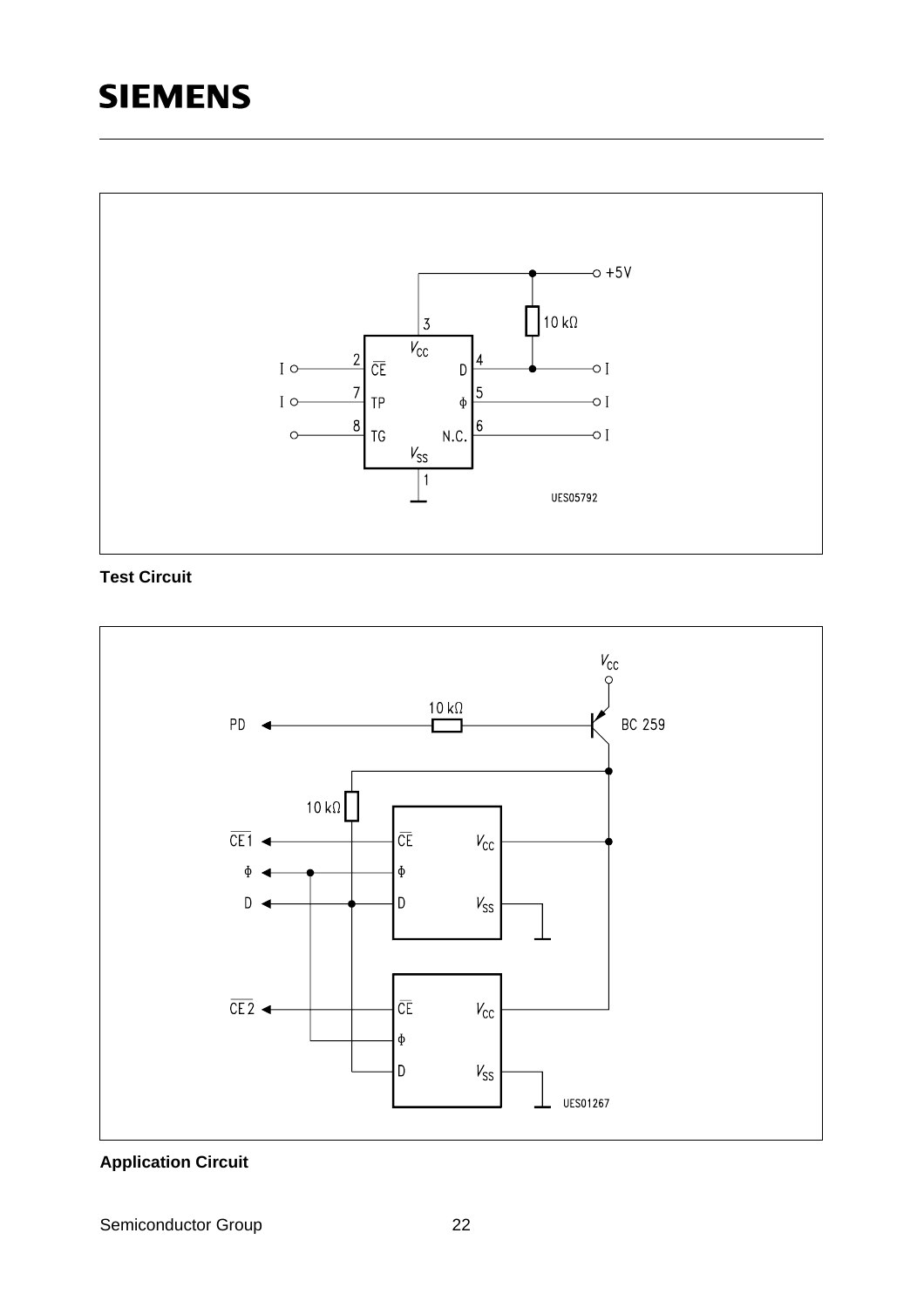**Test Circuit**

**Application Circuit**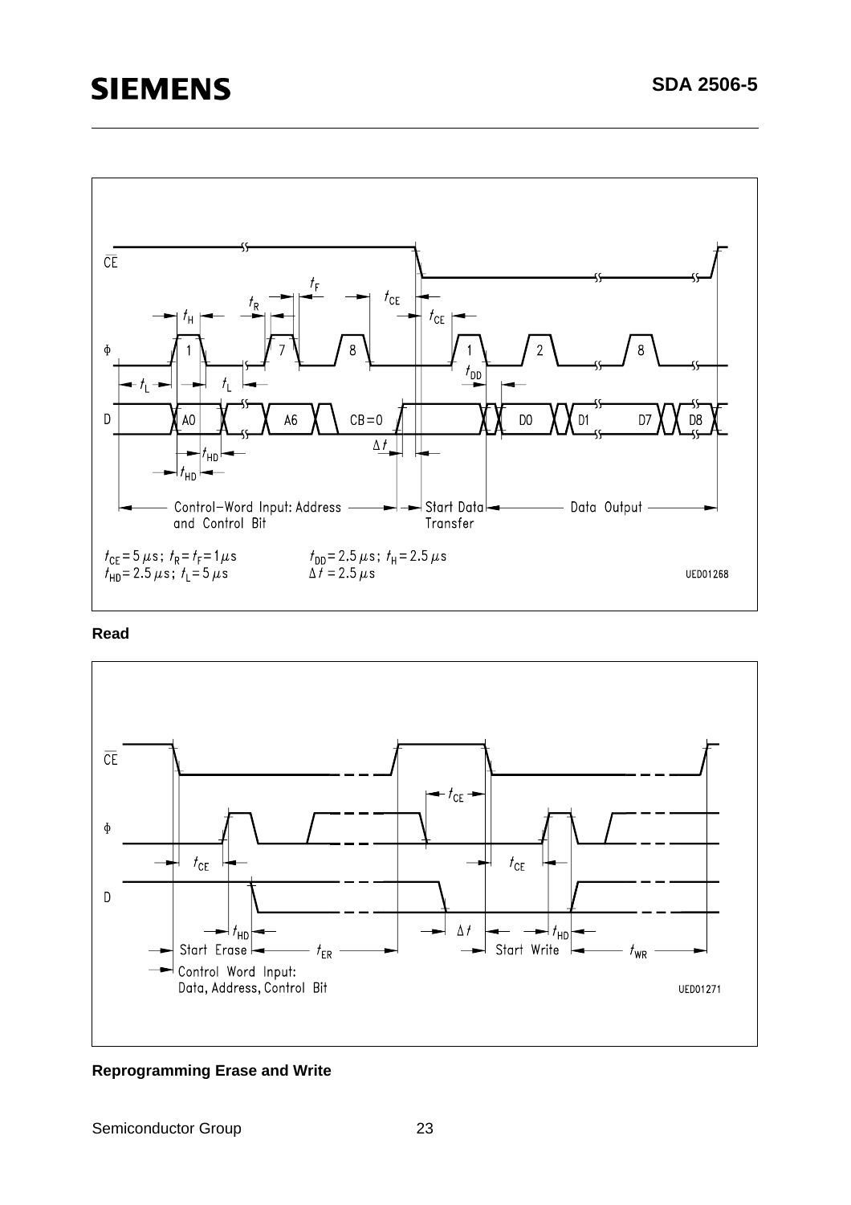$t_{CE} = 5\ \mu s$; $t_R = t_F = 1\ \mu s$ $t_{DD} = 2.5\ \mu s$; $t_H = 2.5\ \mu s$
$t_{HD} = 2.5\ \mu s$; $t_L = 5\ \mu s$ $\Delta t = 2.5\ \mu s$

UED01268

**Read**

UED01271

**Reprogramming Erase and Write**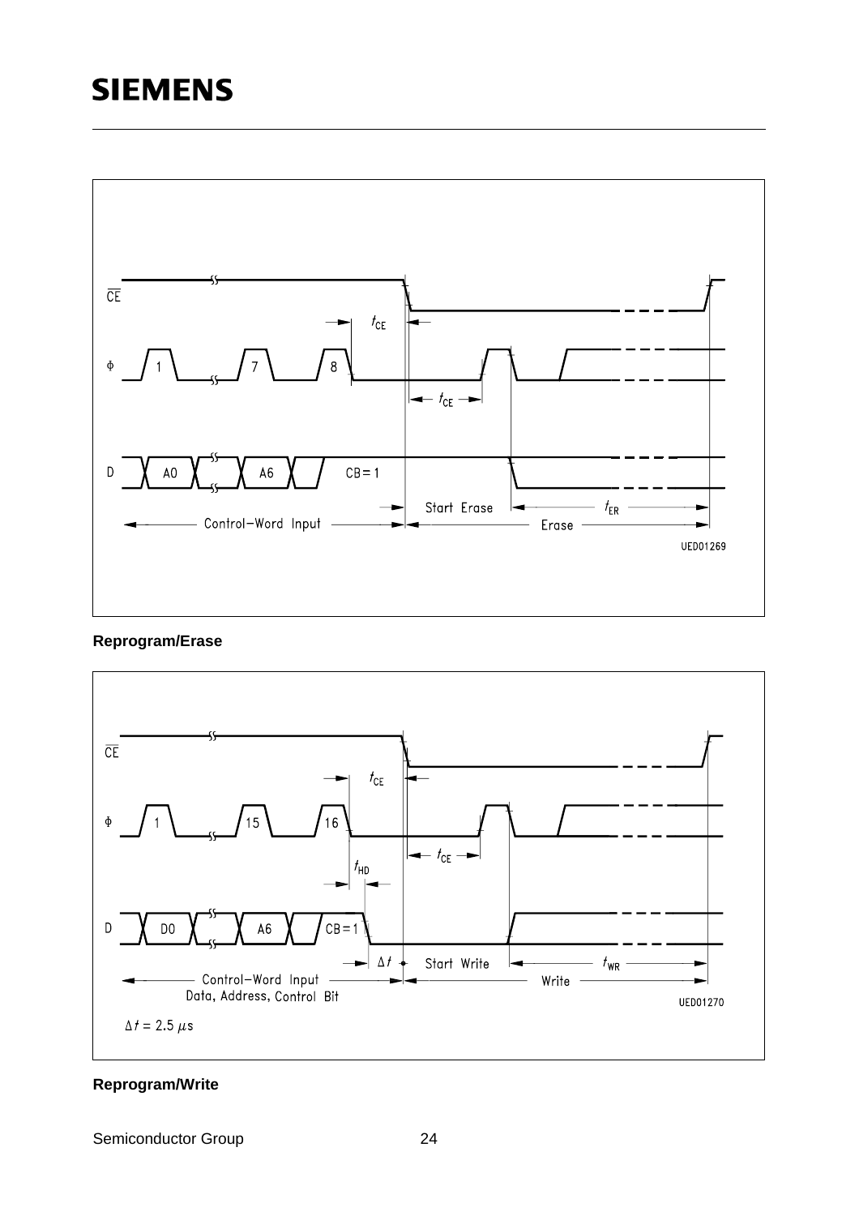CE

Φ

1

7

8

$t_{CE}$

$t_{CE}$

D

A0

A6

CB = 1

Start Erase

$t_{ER}$

Control–Word Input

Erase

UED01269

**Reprogram/Erase**

CE

Φ

1

15

16

$t_{CE}$

$t_{CE}$

$t_{HD}$

D

D0

A6

CB = 1

$\Delta t$

Start Write

$t_{WR}$

Control–Word Input

Data, Address, Control Bit

Write

UED01270

$\Delta t$ = 2.5 $\mu$s

**Reprogram/Write**